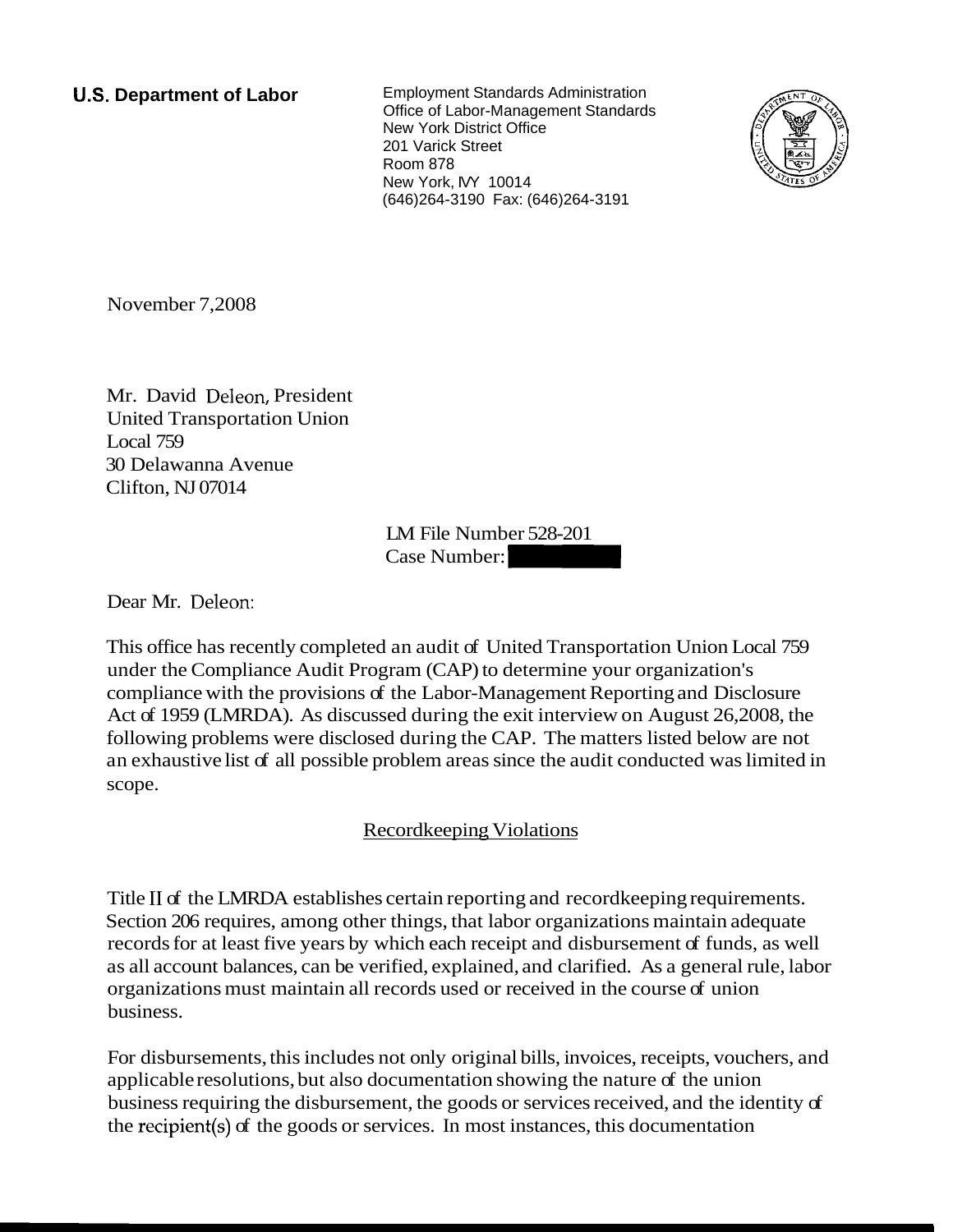**U.S. Department of Labor**

Employment Standards Administration
Office of Labor-Management Standards
New York District Office
201 Varick Street
Room 878
New York, NY 10014
(646)264-3190 Fax: (646)264-3191

November 7,2008

Mr. David Deleon, President
United Transportation Union
Local 759
30 Delawanna Avenue
Clifton, NJ 07014

LM File Number 528-201
Case Number:

Dear Mr. Deleon:

This office has recently completed an audit of United Transportation Union Local 759 under the Compliance Audit Program (CAP) to determine your organization's compliance with the provisions of the Labor-Management Reporting and Disclosure Act of 1959 (LMRDA). As discussed during the exit interview on August 26,2008, the following problems were disclosed during the CAP. The matters listed below are not an exhaustive list of all possible problem areas since the audit conducted was limited in scope.

## Recordkeeping Violations

Title II of the LMRDA establishes certain reporting and recordkeeping requirements. Section 206 requires, among other things, that labor organizations maintain adequate records for at least five years by which each receipt and disbursement of funds, as well as all account balances, can be verified, explained, and clarified. As a general rule, labor organizations must maintain all records used or received in the course of union business.

For disbursements, this includes not only original bills, invoices, receipts, vouchers, and applicable resolutions, but also documentation showing the nature of the union business requiring the disbursement, the goods or services received, and the identity of the recipient(s) of the goods or services. In most instances, this documentation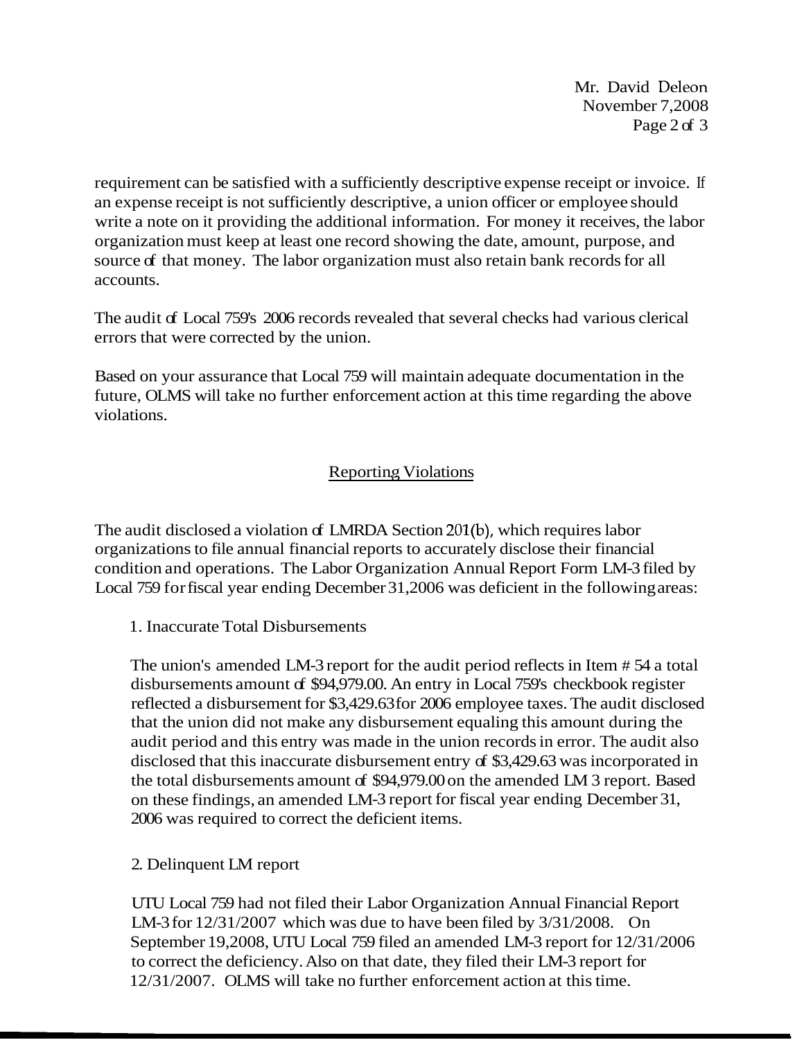requirement can be satisfied with a sufficiently descriptive expense receipt or invoice. If an expense receipt is not sufficiently descriptive, a union officer or employee should write a note on it providing the additional information. For money it receives, the labor organization must keep at least one record showing the date, amount, purpose, and source of that money. The labor organization must also retain bank records for all accounts.

The audit of Local 759's 2006 records revealed that several checks had various clerical errors that were corrected by the union.

Based on your assurance that Local 759 will maintain adequate documentation in the future, OLMS will take no further enforcement action at this time regarding the above violations.

## Reporting Violations

The audit disclosed a violation of LMRDA Section 201(b), which requires labor organizations to file annual financial reports to accurately disclose their financial condition and operations. The Labor Organization Annual Report Form LM-3 filed by Local 759 for fiscal year ending December 31,2006 was deficient in the following areas:

1. Inaccurate Total Disbursements

The union's amended LM-3 report for the audit period reflects in Item # 54 a total disbursements amount of $94,979.00. An entry in Local 759's checkbook register reflected a disbursement for $3,429.63 for 2006 employee taxes. The audit disclosed that the union did not make any disbursement equaling this amount during the audit period and this entry was made in the union records in error. The audit also disclosed that this inaccurate disbursement entry of $3,429.63 was incorporated in the total disbursements amount of $94,979.00 on the amended LM 3 report. Based on these findings, an amended LM-3 report for fiscal year ending December 31, 2006 was required to correct the deficient items.

2. Delinquent LM report

UTU Local 759 had not filed their Labor Organization Annual Financial Report LM-3 for 12/31/2007 which was due to have been filed by 3/31/2008. On September 19,2008, UTU Local 759 filed an amended LM-3 report for 12/31/2006 to correct the deficiency. Also on that date, they filed their LM-3 report for 12/31/2007. OLMS will take no further enforcement action at this time.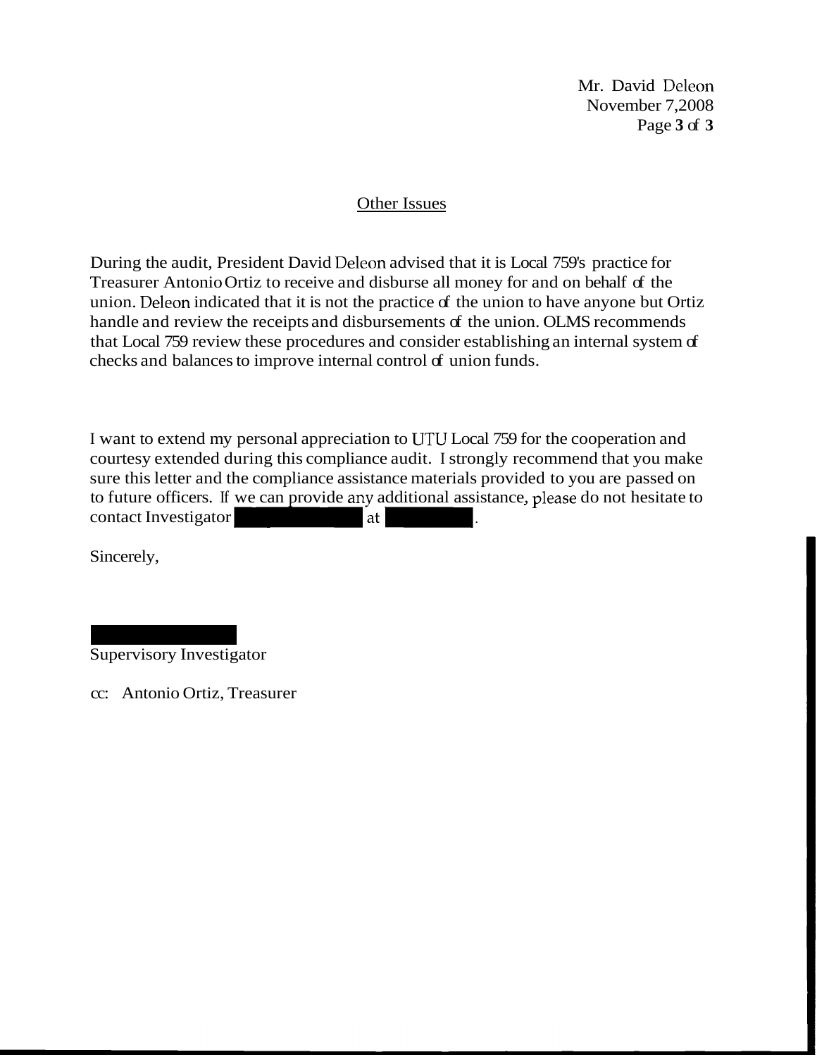Mr. David Deleon
November 7,2008

## Other Issues

During the audit, President David Deleon advised that it is Local 759's practice for Treasurer Antonio Ortiz to receive and disburse all money for and on behalf of the union. Deleon indicated that it is not the practice of the union to have anyone but Ortiz handle and review the receipts and disbursements of the union. OLMS recommends that Local 759 review these procedures and consider establishing an internal system of checks and balances to improve internal control of union funds.

I want to extend my personal appreciation to UTU Local 759 for the cooperation and courtesy extended during this compliance audit. I strongly recommend that you make sure this letter and the compliance assistance materials provided to you are passed on to future officers. If we can provide any additional assistance, please do not hesitate to contact Investigator [REDACTED] at [REDACTED].

Sincerely,

[REDACTED]
Supervisory Investigator

cc: Antonio Ortiz, Treasurer